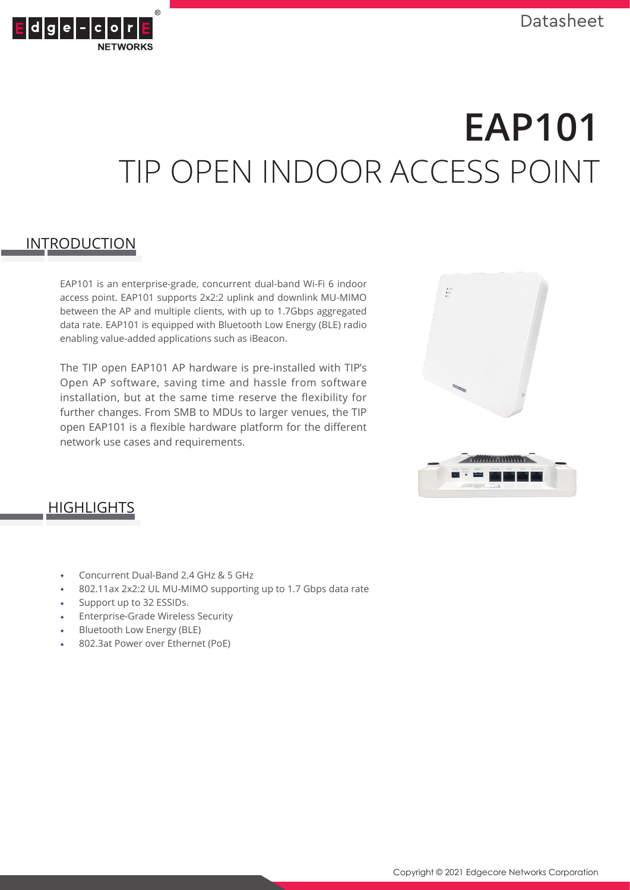Datasheet

# EAP101

## TIP OPEN INDOOR ACCESS POINT

## INTRODUCTION

EAP101 is an enterprise-grade, concurrent dual-band Wi-Fi 6 indoor access point. EAP101 supports 2x2:2 uplink and downlink MU-MIMO between the AP and multiple clients, with up to 1.7Gbps aggregated data rate. EAP101 is equipped with Bluetooth Low Energy (BLE) radio enabling value-added applications such as iBeacon.

The TIP open EAP101 AP hardware is pre-installed with TIP's Open AP software, saving time and hassle from software installation, but at the same time reserve the flexibility for further changes. From SMB to MDUs to larger venues, the TIP open EAP101 is a flexible hardware platform for the different network use cases and requirements.

## HIGHLIGHTS

- Concurrent Dual-Band 2.4 GHz & 5 GHz
- 802.11ax 2x2:2 UL MU-MIMO supporting up to 1.7 Gbps data rate
- Support up to 32 ESSIDs.
- Enterprise-Grade Wireless Security
- Bluetooth Low Energy (BLE)
- 802.3at Power over Ethernet (PoE)

Copyright © 2021 Edgecore Networks Corporation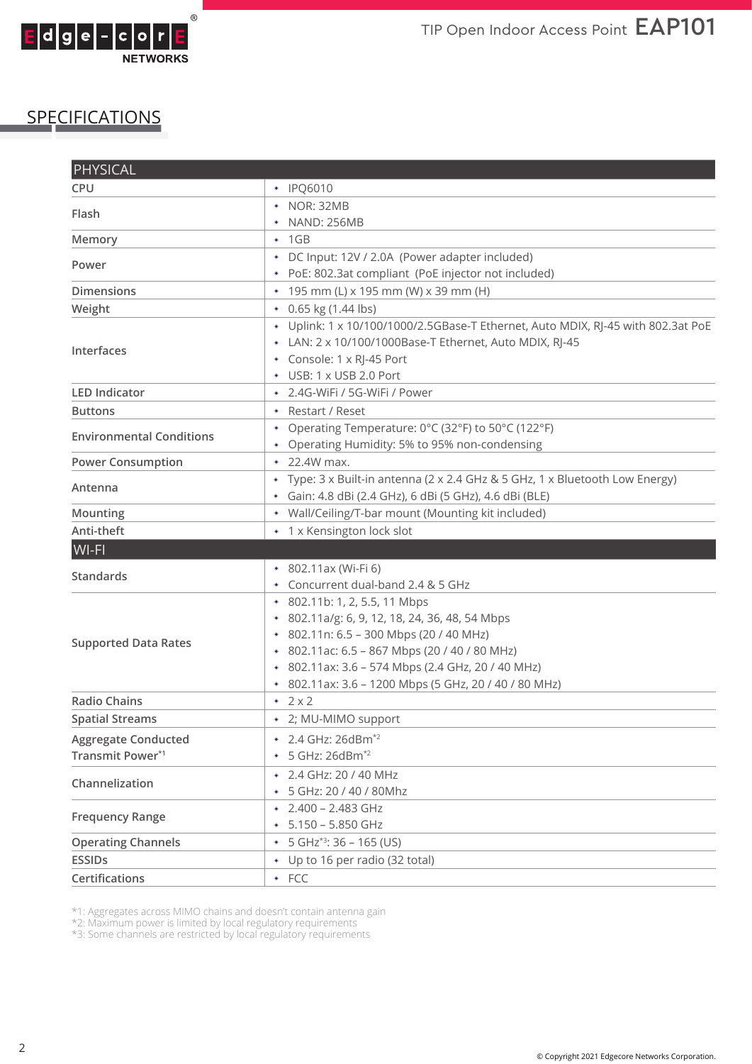## SPECIFICATIONS

| PHYSICAL | |
|---|---|
| CPU | • IPQ6010 |
| Flash | • NOR: 32MB<br>• NAND: 256MB |
| Memory | • 1GB |
| Power | • DC Input: 12V / 2.0A (Power adapter included)<br>• PoE: 802.3at compliant (PoE injector not included) |
| Dimensions | • 195 mm (L) x 195 mm (W) x 39 mm (H) |
| Weight | • 0.65 kg (1.44 lbs) |
| Interfaces | • Uplink: 1 x 10/100/1000/2.5GBase-T Ethernet, Auto MDIX, RJ-45 with 802.3at PoE<br>• LAN: 2 x 10/100/1000Base-T Ethernet, Auto MDIX, RJ-45<br>• Console: 1 x RJ-45 Port<br>• USB: 1 x USB 2.0 Port |
| LED Indicator | • 2.4G-WiFi / 5G-WiFi / Power |
| Buttons | • Restart / Reset |
| Environmental Conditions | • Operating Temperature: 0°C (32°F) to 50°C (122°F)<br>• Operating Humidity: 5% to 95% non-condensing |
| Power Consumption | • 22.4W max. |
| Antenna | • Type: 3 x Built-in antenna (2 x 2.4 GHz & 5 GHz, 1 x Bluetooth Low Energy)<br>• Gain: 4.8 dBi (2.4 GHz), 6 dBi (5 GHz), 4.6 dBi (BLE) |
| Mounting | • Wall/Ceiling/T-bar mount (Mounting kit included) |
| Anti-theft | • 1 x Kensington lock slot |
| **WI-FI** | |
| Standards | • 802.11ax (Wi-Fi 6)<br>• Concurrent dual-band 2.4 & 5 GHz |
| Supported Data Rates | • 802.11b: 1, 2, 5.5, 11 Mbps<br>• 802.11a/g: 6, 9, 12, 18, 24, 36, 48, 54 Mbps<br>• 802.11n: 6.5 – 300 Mbps (20 / 40 MHz)<br>• 802.11ac: 6.5 – 867 Mbps (20 / 40 / 80 MHz)<br>• 802.11ax: 3.6 – 574 Mbps (2.4 GHz, 20 / 40 MHz)<br>• 802.11ax: 3.6 – 1200 Mbps (5 GHz, 20 / 40 / 80 MHz) |
| Radio Chains | • 2 x 2 |
| Spatial Streams | • 2; MU-MIMO support |
| Aggregate Conducted Transmit Power*1 | • 2.4 GHz: 26dBm*2<br>• 5 GHz: 26dBm*2 |
| Channelization | • 2.4 GHz: 20 / 40 MHz<br>• 5 GHz: 20 / 40 / 80Mhz |
| Frequency Range | • 2.400 – 2.483 GHz<br>• 5.150 – 5.850 GHz |
| Operating Channels | • 5 GHz*3: 36 – 165 (US) |
| ESSIDs | • Up to 16 per radio (32 total) |
| Certifications | • FCC |

*1: Aggregates across MIMO chains and doesn't contain antenna gain
*2: Maximum power is limited by local regulatory requirements
*3: Some channels are restricted by local regulatory requirements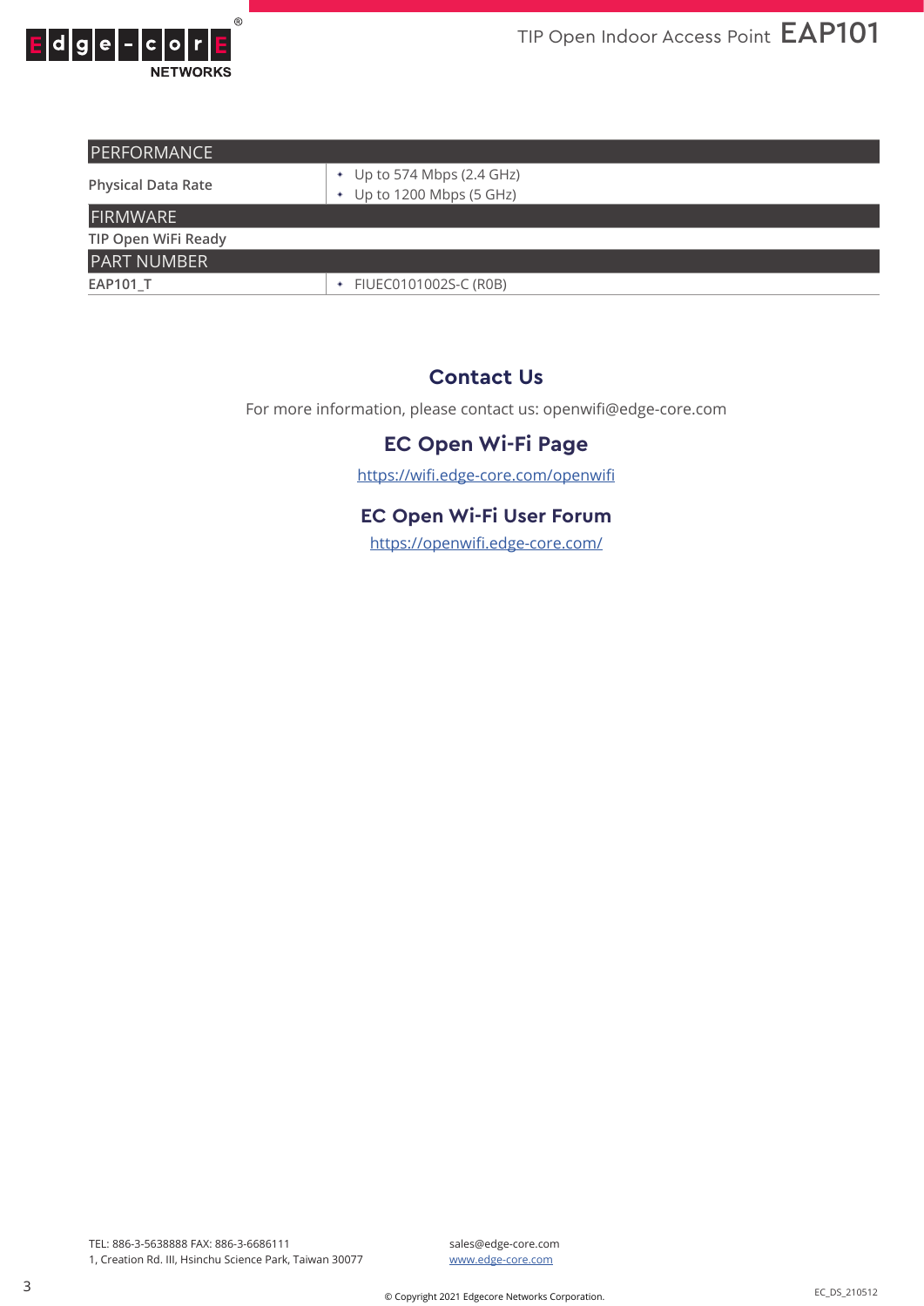| | |
|---|---|
| **PERFORMANCE** | |
| Physical Data Rate | • Up to 574 Mbps (2.4 GHz)<br>• Up to 1200 Mbps (5 GHz) |
| **FIRMWARE** | |
| TIP Open WiFi Ready | |
| **PART NUMBER** | |
| EAP101_T | • FIUEC0101002S-C (R0B) |

## Contact Us

For more information, please contact us: openwifi@edge-core.com

## EC Open Wi-Fi Page

https://wifi.edge-core.com/openwifi

## EC Open Wi-Fi User Forum

https://openwifi.edge-core.com/

TEL: 886-3-5638888 FAX: 886-3-6686111
1, Creation Rd. III, Hsinchu Science Park, Taiwan 30077

sales@edge-core.com
www.edge-core.com

© Copyright 2021 Edgecore Networks Corporation.

EC_DS_210512